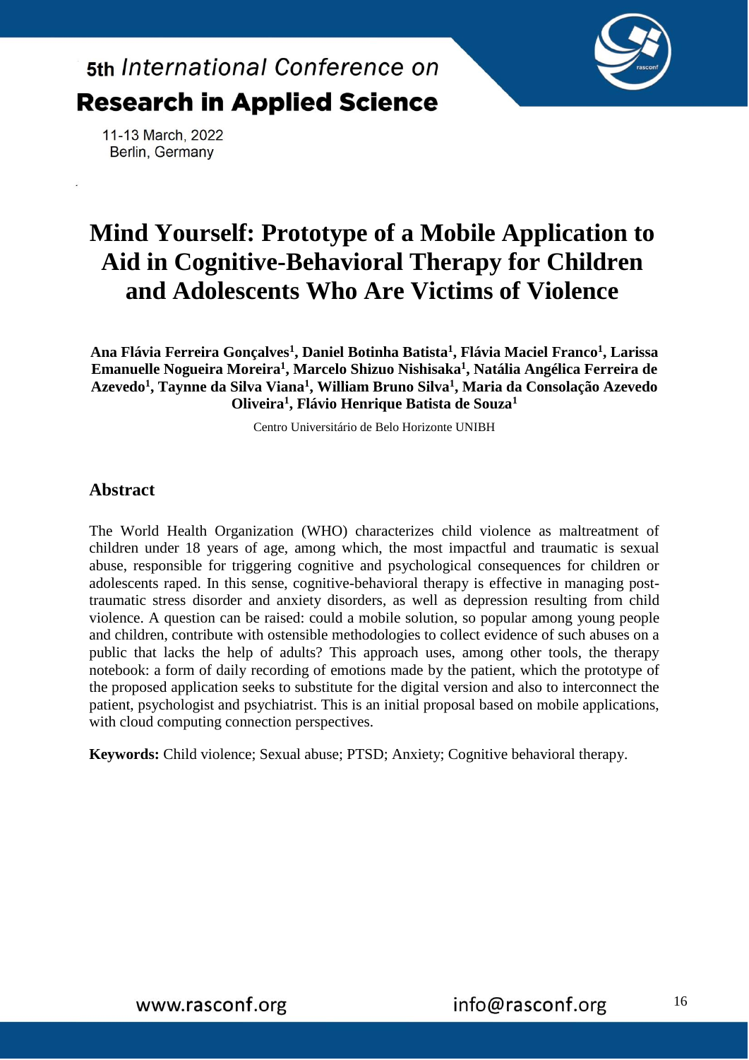# Mind Yourself: Prototype of a Mobile Application to Aid in Cognitive-Behavioral Therapy for Children and Adolescents Who Are Victims of Violence

**Ana Flávia Ferreira Gonçalves[1], Daniel Botinha Batista[1], Flávia Maciel Franco[1], Larissa Emanuelle Nogueira Moreira[1], Marcelo Shizuo Nishisaka[1], Natália Angélica Ferreira de Azevedo[1], Taynne da Silva Viana[1], William Bruno Silva[1], Maria da Consolação Azevedo Oliveira[1], Flávio Henrique Batista de Souza[1]**

Centro Universitário de Belo Horizonte UNIBH

## Abstract

The World Health Organization (WHO) characterizes child violence as maltreatment of children under 18 years of age, among which, the most impactful and traumatic is sexual abuse, responsible for triggering cognitive and psychological consequences for children or adolescents raped. In this sense, cognitive-behavioral therapy is effective in managing post-traumatic stress disorder and anxiety disorders, as well as depression resulting from child violence. A question can be raised: could a mobile solution, so popular among young people and children, contribute with ostensible methodologies to collect evidence of such abuses on a public that lacks the help of adults? This approach uses, among other tools, the therapy notebook: a form of daily recording of emotions made by the patient, which the prototype of the proposed application seeks to substitute for the digital version and also to interconnect the patient, psychologist and psychiatrist. This is an initial proposal based on mobile applications, with cloud computing connection perspectives.

**Keywords:** Child violence; Sexual abuse; PTSD; Anxiety; Cognitive behavioral therapy.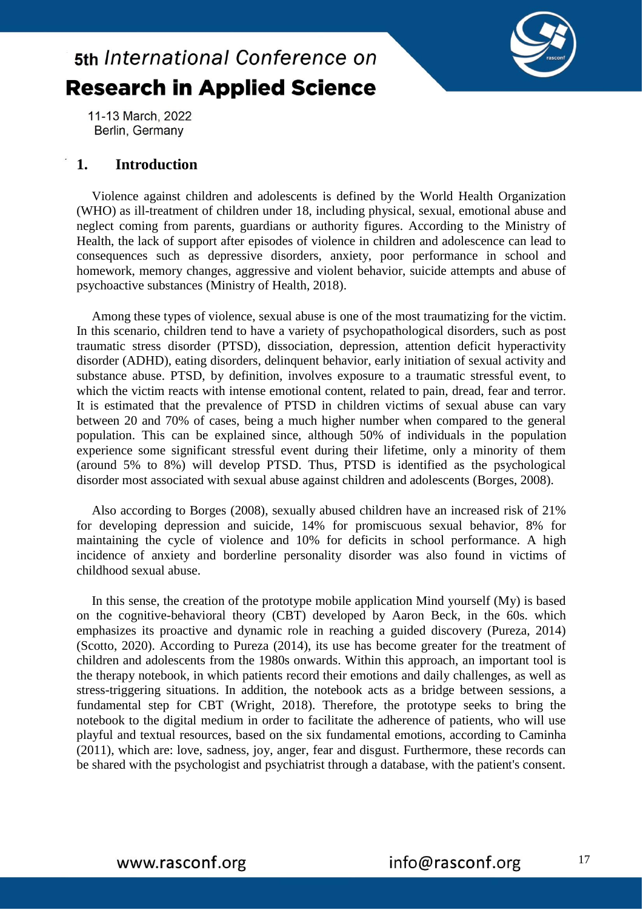## 1. Introduction

Violence against children and adolescents is defined by the World Health Organization (WHO) as ill-treatment of children under 18, including physical, sexual, emotional abuse and neglect coming from parents, guardians or authority figures. According to the Ministry of Health, the lack of support after episodes of violence in children and adolescence can lead to consequences such as depressive disorders, anxiety, poor performance in school and homework, memory changes, aggressive and violent behavior, suicide attempts and abuse of psychoactive substances (Ministry of Health, 2018).

Among these types of violence, sexual abuse is one of the most traumatizing for the victim. In this scenario, children tend to have a variety of psychopathological disorders, such as post traumatic stress disorder (PTSD), dissociation, depression, attention deficit hyperactivity disorder (ADHD), eating disorders, delinquent behavior, early initiation of sexual activity and substance abuse. PTSD, by definition, involves exposure to a traumatic stressful event, to which the victim reacts with intense emotional content, related to pain, dread, fear and terror. It is estimated that the prevalence of PTSD in children victims of sexual abuse can vary between 20 and 70% of cases, being a much higher number when compared to the general population. This can be explained since, although 50% of individuals in the population experience some significant stressful event during their lifetime, only a minority of them (around 5% to 8%) will develop PTSD. Thus, PTSD is identified as the psychological disorder most associated with sexual abuse against children and adolescents (Borges, 2008).

Also according to Borges (2008), sexually abused children have an increased risk of 21% for developing depression and suicide, 14% for promiscuous sexual behavior, 8% for maintaining the cycle of violence and 10% for deficits in school performance. A high incidence of anxiety and borderline personality disorder was also found in victims of childhood sexual abuse.

In this sense, the creation of the prototype mobile application Mind yourself (My) is based on the cognitive-behavioral theory (CBT) developed by Aaron Beck, in the 60s. which emphasizes its proactive and dynamic role in reaching a guided discovery (Pureza, 2014) (Scotto, 2020). According to Pureza (2014), its use has become greater for the treatment of children and adolescents from the 1980s onwards. Within this approach, an important tool is the therapy notebook, in which patients record their emotions and daily challenges, as well as stress-triggering situations. In addition, the notebook acts as a bridge between sessions, a fundamental step for CBT (Wright, 2018). Therefore, the prototype seeks to bring the notebook to the digital medium in order to facilitate the adherence of patients, who will use playful and textual resources, based on the six fundamental emotions, according to Caminha (2011), which are: love, sadness, joy, anger, fear and disgust. Furthermore, these records can be shared with the psychologist and psychiatrist through a database, with the patient's consent.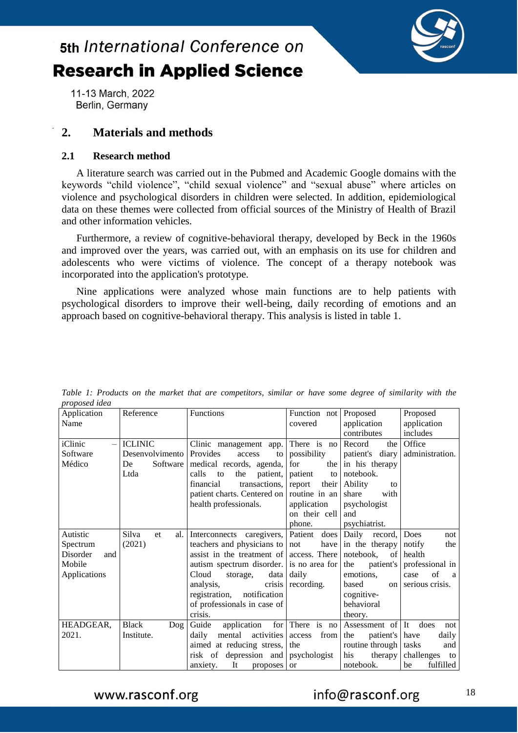## 2. Materials and methods

### 2.1 Research method

A literature search was carried out in the Pubmed and Academic Google domains with the keywords "child violence", "child sexual violence" and "sexual abuse" where articles on violence and psychological disorders in children were selected. In addition, epidemiological data on these themes were collected from official sources of the Ministry of Health of Brazil and other information vehicles.

Furthermore, a review of cognitive-behavioral therapy, developed by Beck in the 1960s and improved over the years, was carried out, with an emphasis on its use for children and adolescents who were victims of violence. The concept of a therapy notebook was incorporated into the application's prototype.

Nine applications were analyzed whose main functions are to help patients with psychological disorders to improve their well-being, daily recording of emotions and an approach based on cognitive-behavioral therapy. This analysis is listed in table 1.

*Table 1: Products on the market that are competitors, similar or have some degree of similarity with the proposed idea*

| Application Name | Reference | Functions | Function not covered | Proposed application contributes | Proposed application includes |
|---|---|---|---|---|---|
| iClinic – Software Médico | ICLINIC Desenvolvimento De Software Ltda | Clinic management app. Provides access to medical records, agenda, calls to the patient, financial transactions, patient charts. Centered on health professionals. | There is no possibility for the patient to report their routine in an application on their cell phone. | Record the patient's diary in his therapy notebook. Ability to share with psychologist and psychiatrist. | Office administration. |
| Autistic Spectrum Disorder and Mobile Applications | Silva et al. (2021) | Interconnects caregivers, teachers and physicians to assist in the treatment of autism spectrum disorder. Cloud storage, data analysis, crisis registration, notification of professionals in case of crisis. | Patient does not have access. There is no area for daily recording. | Daily record, in the therapy notebook, of the patient's emotions, based on cognitive-behavioral theory. | Does not notify the health professional in case of a serious crisis. |
| HEADGEAR, 2021. | Black Dog Institute. | Guide application for daily mental activities aimed at reducing stress, risk of depression and anxiety. It proposes | There is no access from the psychologist or | Assessment of the patient's routine through his therapy notebook. | It does not have daily tasks and challenges to be fulfilled |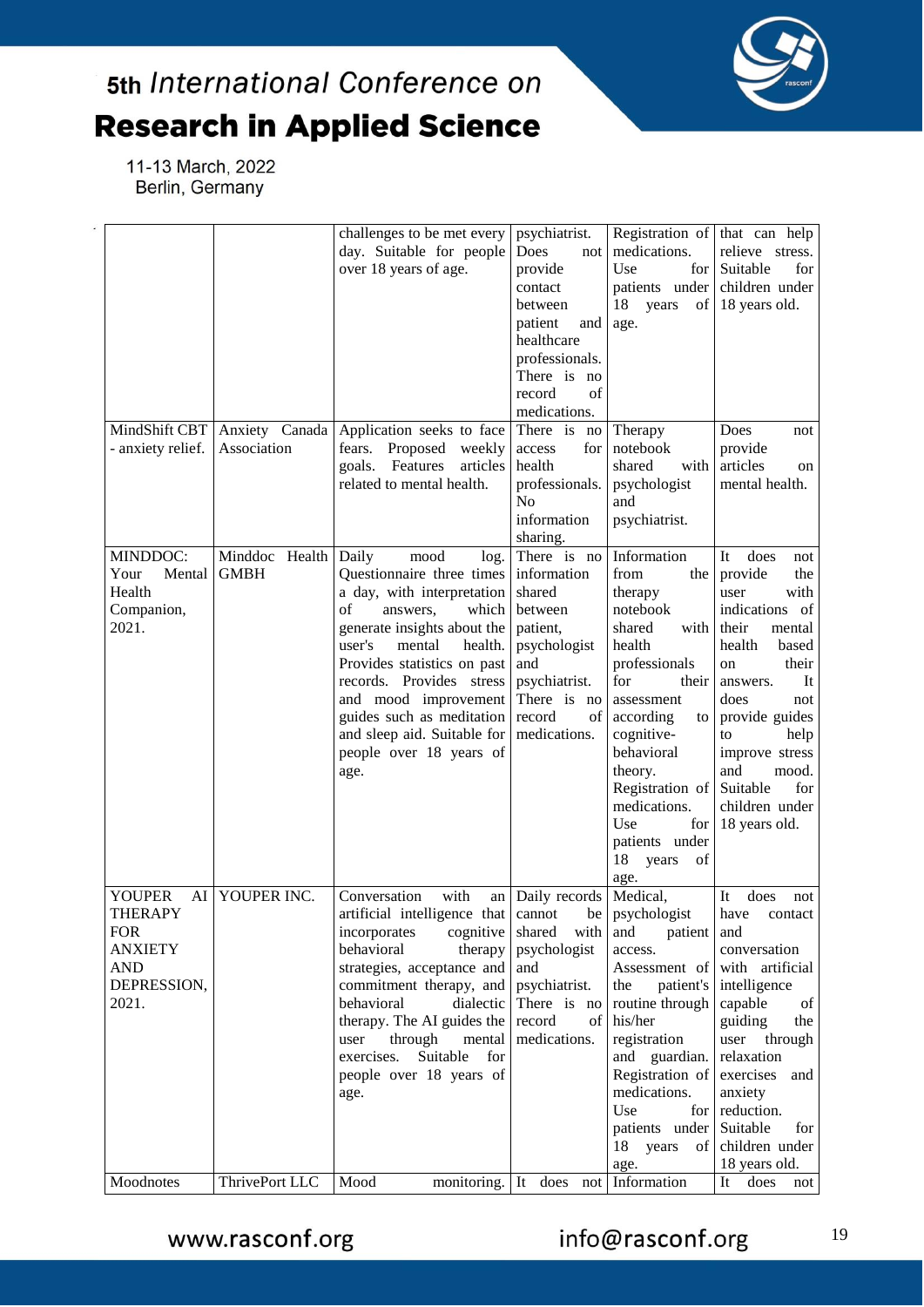|  |  |  |  |  |  |
|---|---|---|---|---|---|
|  |  | challenges to be met every day. Suitable for people over 18 years of age. | psychiatrist. Does not provide contact between patient and healthcare professionals. There is no record of medications. | Registration of medications. Use for patients under 18 years of age. | that can help relieve stress. Suitable for children under 18 years old. |
| MindShift CBT - anxiety relief. | Anxiety Canada Association | Application seeks to face fears. Proposed weekly goals. Features articles related to mental health. | There is no access for health professionals. No information sharing. | Therapy notebook shared with psychologist and psychiatrist. | Does not provide articles on mental health. |
| MINDDOC: Your Mental Health Companion, 2021. | Minddoc Health GMBH | Daily mood log. Questionnaire three times a day, with interpretation of answers, which generate insights about the user's mental health. Provides statistics on past records. Provides stress and mood improvement guides such as meditation and sleep aid. Suitable for people over 18 years of age. | There is no information shared between patient, psychologist and psychiatrist. There is no record of medications. | Information from the therapy notebook shared with health professionals for their assessment according to cognitive-behavioral theory. Registration of medications. Use for patients under 18 years of age. | It does not provide the user with indications of their mental health based on their answers. It does not provide guides to help improve stress and mood. Suitable for children under 18 years old. |
| YOUPER AI THERAPY FOR ANXIETY AND DEPRESSION, 2021. | YOUPER INC. | Conversation with an artificial intelligence that incorporates cognitive behavioral therapy strategies, acceptance and commitment therapy, and behavioral dialectic therapy. The AI guides the user through mental exercises. Suitable for people over 18 years of age. | Daily records cannot be shared with psychologist and psychiatrist. There is no record of medications. | Medical, psychologist and patient access. Assessment of the patient's routine through his/her registration and guardian. Registration of medications. Use for patients under 18 years of age. | It does not have contact and conversation with artificial intelligence capable of guiding the user through relaxation exercises and anxiety reduction. Suitable for children under 18 years old. |
| Moodnotes | ThrivePort LLC | Mood monitoring. | It does not | Information | It does not |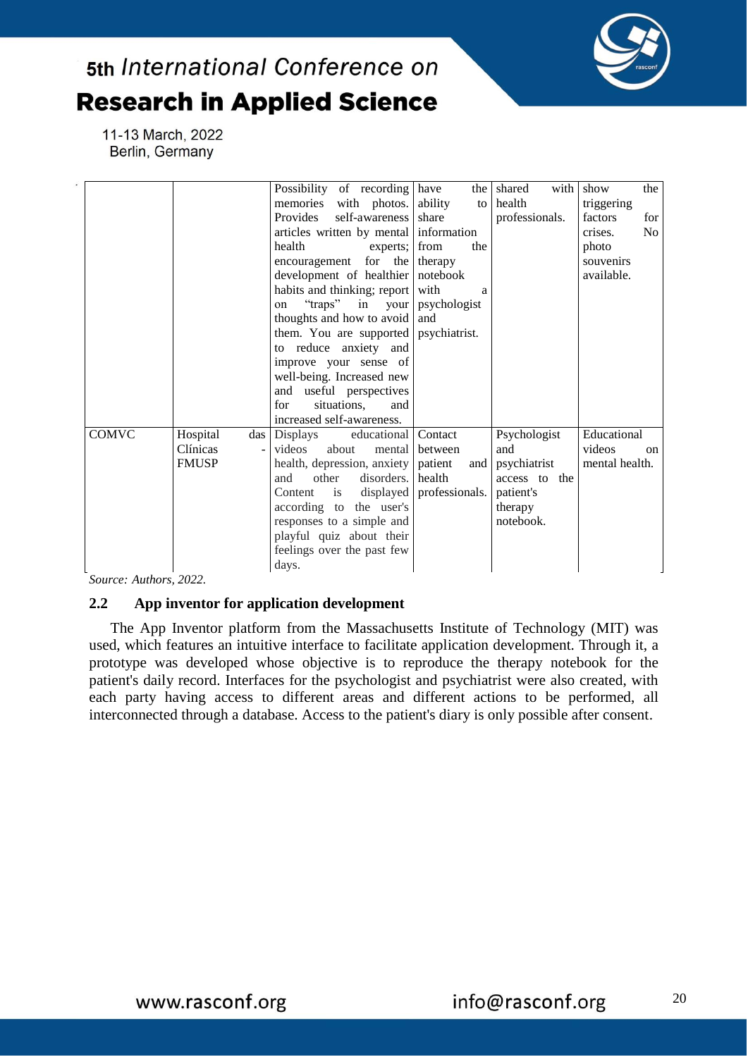| | | | | | |
|---|---|---|---|---|---|
| | | Possibility of recording memories with photos. Provides self-awareness articles written by mental health experts; encouragement for the development of healthier habits and thinking; report on "traps" in your thoughts and how to avoid them. You are supported to reduce anxiety and improve your sense of well-being. Increased new and useful perspectives for situations, and increased self-awareness. | have the ability to share information from the therapy notebook with a psychologist and psychiatrist. | shared with health professionals. | show the triggering factors for crises. No photo souvenirs available. |
| COMVC | Hospital das Clínicas - FMUSP | Displays educational videos about mental health, depression, anxiety and other disorders. Content is displayed according to the user's responses to a simple and playful quiz about their feelings over the past few days. | Contact between patient and health professionals. | Psychologist and psychiatrist access to the patient's therapy notebook. | Educational videos on mental health. |

*Source: Authors, 2022.*

### 2.2 App inventor for application development

The App Inventor platform from the Massachusetts Institute of Technology (MIT) was used, which features an intuitive interface to facilitate application development. Through it, a prototype was developed whose objective is to reproduce the therapy notebook for the patient's daily record. Interfaces for the psychologist and psychiatrist were also created, with each party having access to different areas and different actions to be performed, all interconnected through a database. Access to the patient's diary is only possible after consent.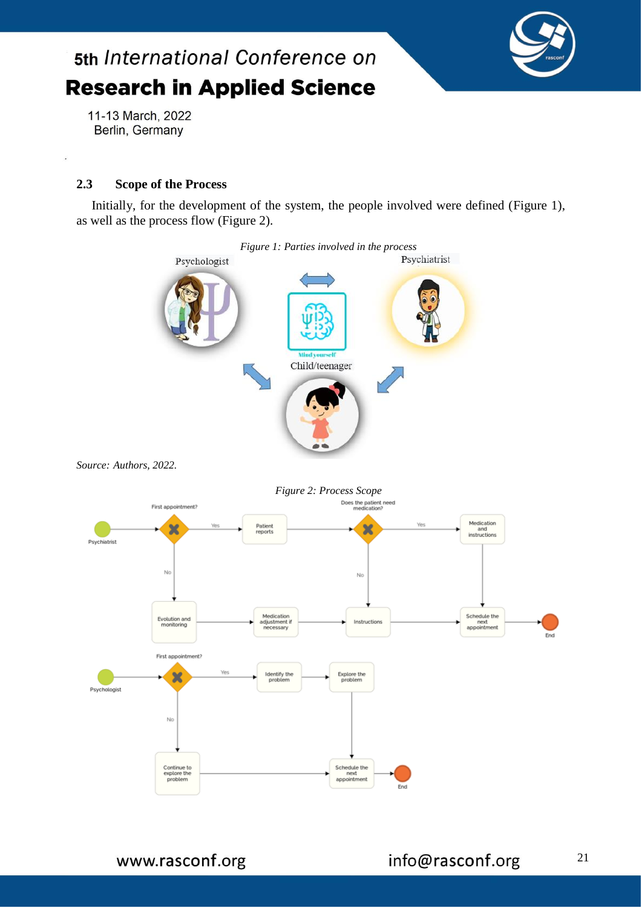## 2.3 Scope of the Process

Initially, for the development of the system, the people involved were defined (Figure 1), as well as the process flow (Figure 2).

*Figure 1: Parties involved in the process*

*Source: Authors, 2022.*

*Figure 2: Process Scope*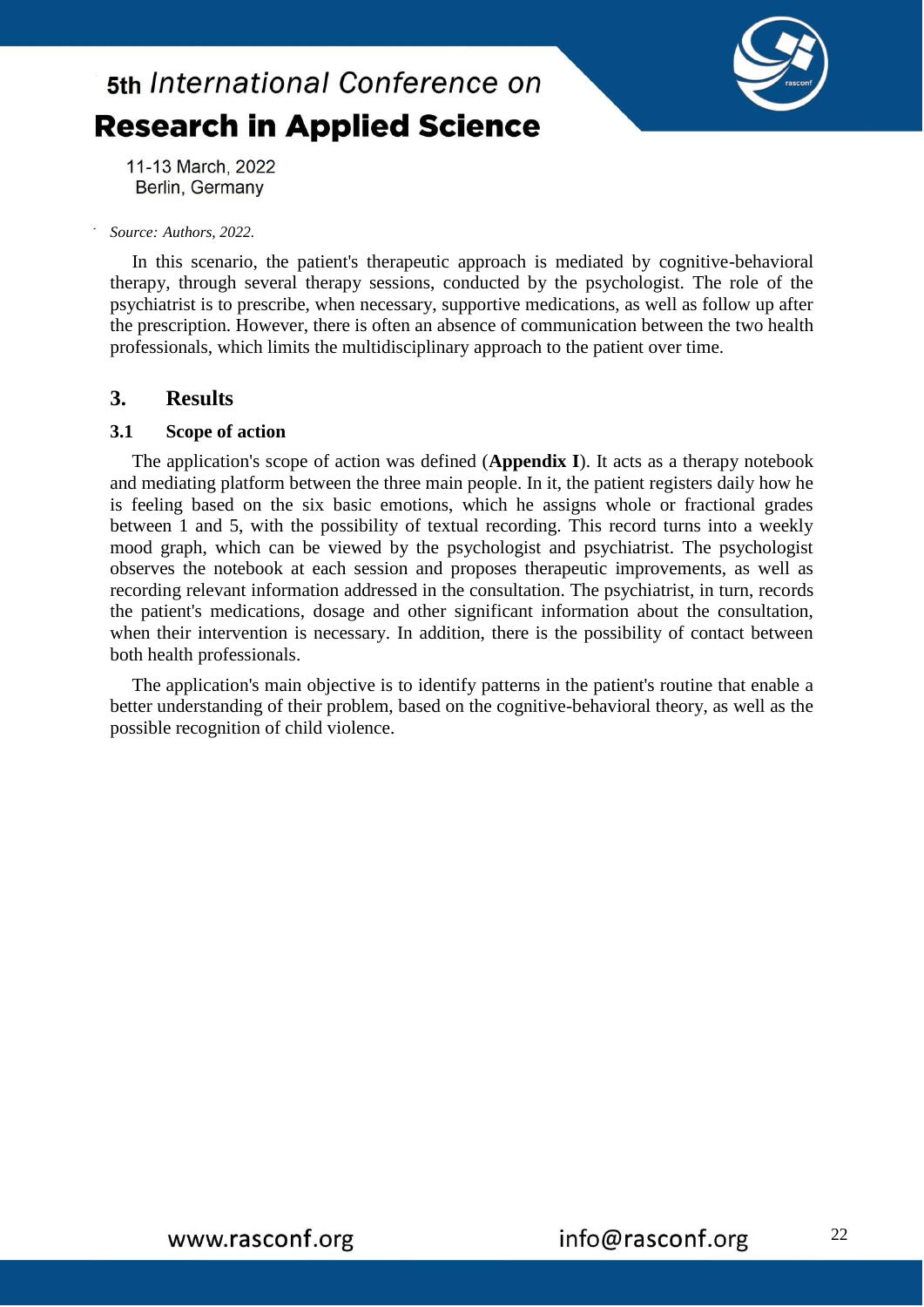*Source: Authors, 2022.*

In this scenario, the patient's therapeutic approach is mediated by cognitive-behavioral therapy, through several therapy sessions, conducted by the psychologist. The role of the psychiatrist is to prescribe, when necessary, supportive medications, as well as follow up after the prescription. However, there is often an absence of communication between the two health professionals, which limits the multidisciplinary approach to the patient over time.

## 3. Results

### 3.1 Scope of action

The application's scope of action was defined (**Appendix I**). It acts as a therapy notebook and mediating platform between the three main people. In it, the patient registers daily how he is feeling based on the six basic emotions, which he assigns whole or fractional grades between 1 and 5, with the possibility of textual recording. This record turns into a weekly mood graph, which can be viewed by the psychologist and psychiatrist. The psychologist observes the notebook at each session and proposes therapeutic improvements, as well as recording relevant information addressed in the consultation. The psychiatrist, in turn, records the patient's medications, dosage and other significant information about the consultation, when their intervention is necessary. In addition, there is the possibility of contact between both health professionals.

The application's main objective is to identify patterns in the patient's routine that enable a better understanding of their problem, based on the cognitive-behavioral theory, as well as the possible recognition of child violence.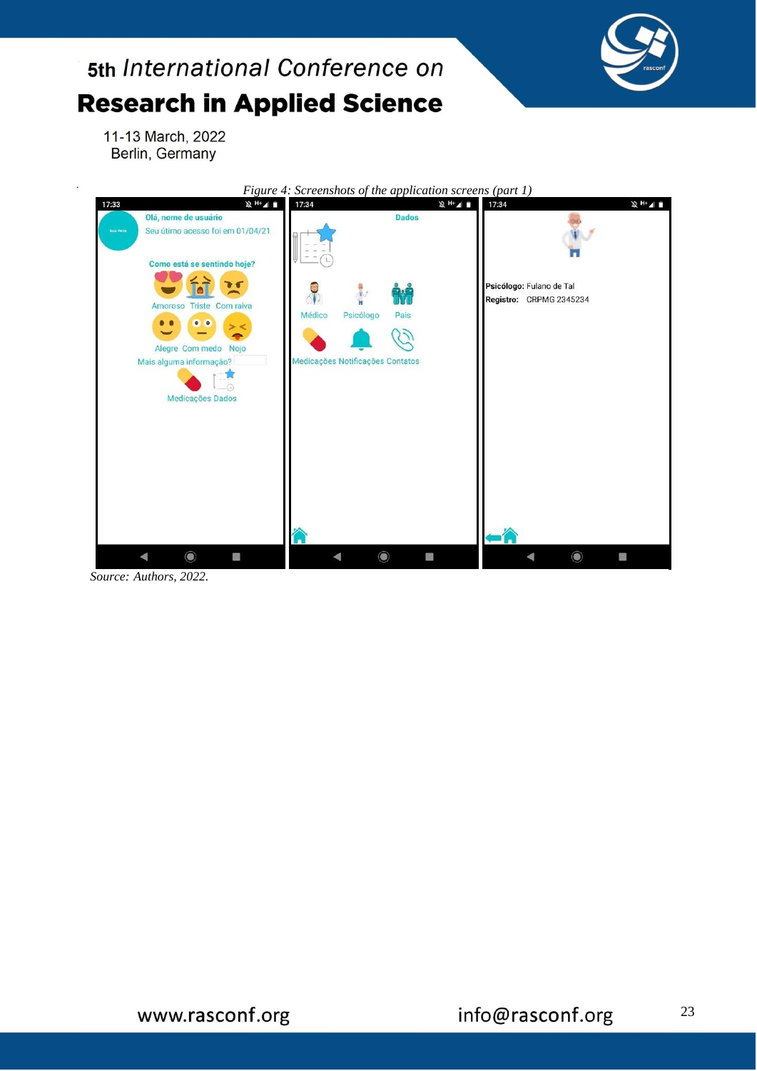*Figure 4: Screenshots of the application screens (part 1)*

*Source: Authors, 2022.*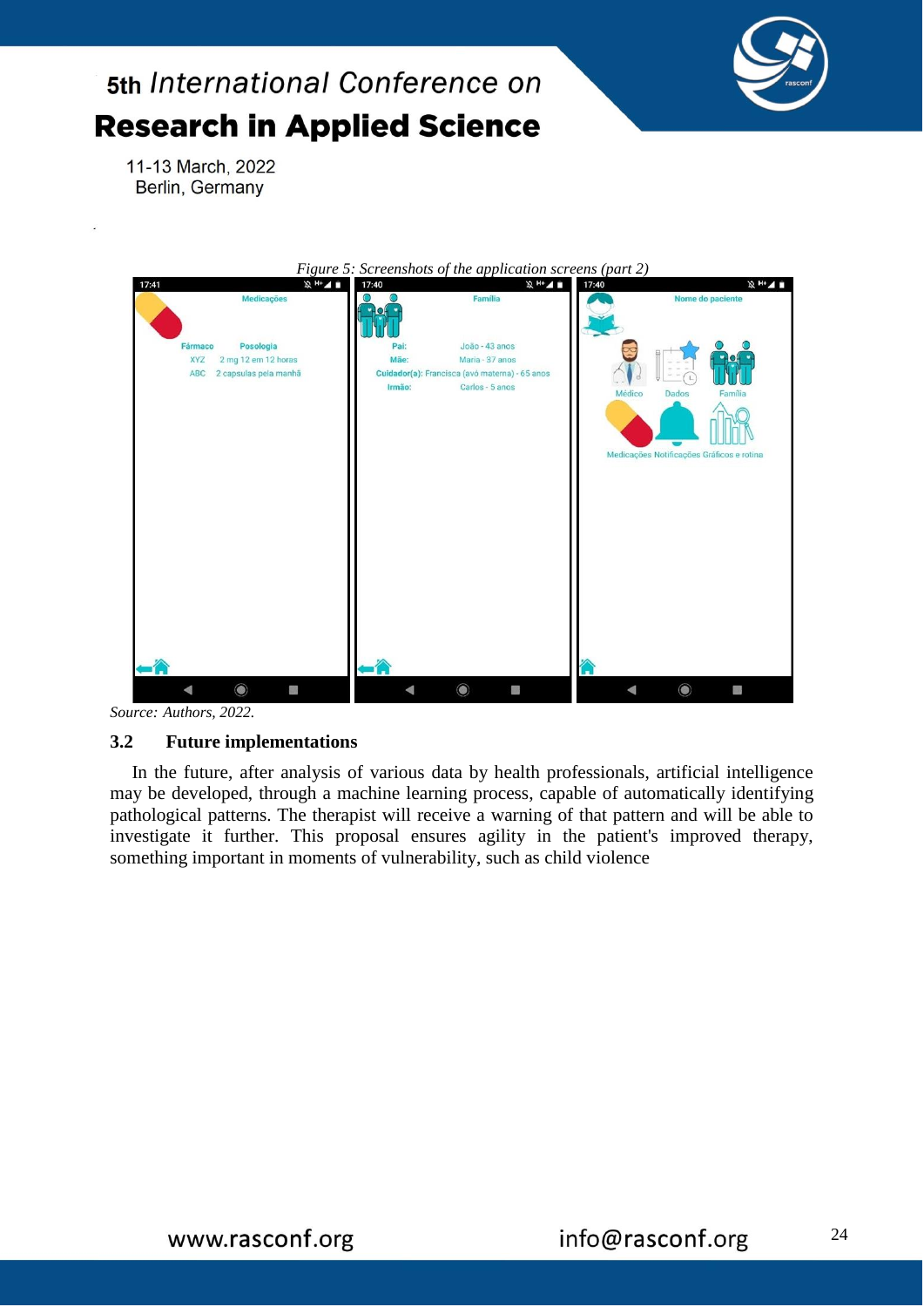*Figure 5: Screenshots of the application screens (part 2)*

*Source: Authors, 2022.*

### 3.2 Future implementations

In the future, after analysis of various data by health professionals, artificial intelligence may be developed, through a machine learning process, capable of automatically identifying pathological patterns. The therapist will receive a warning of that pattern and will be able to investigate it further. This proposal ensures agility in the patient's improved therapy, something important in moments of vulnerability, such as child violence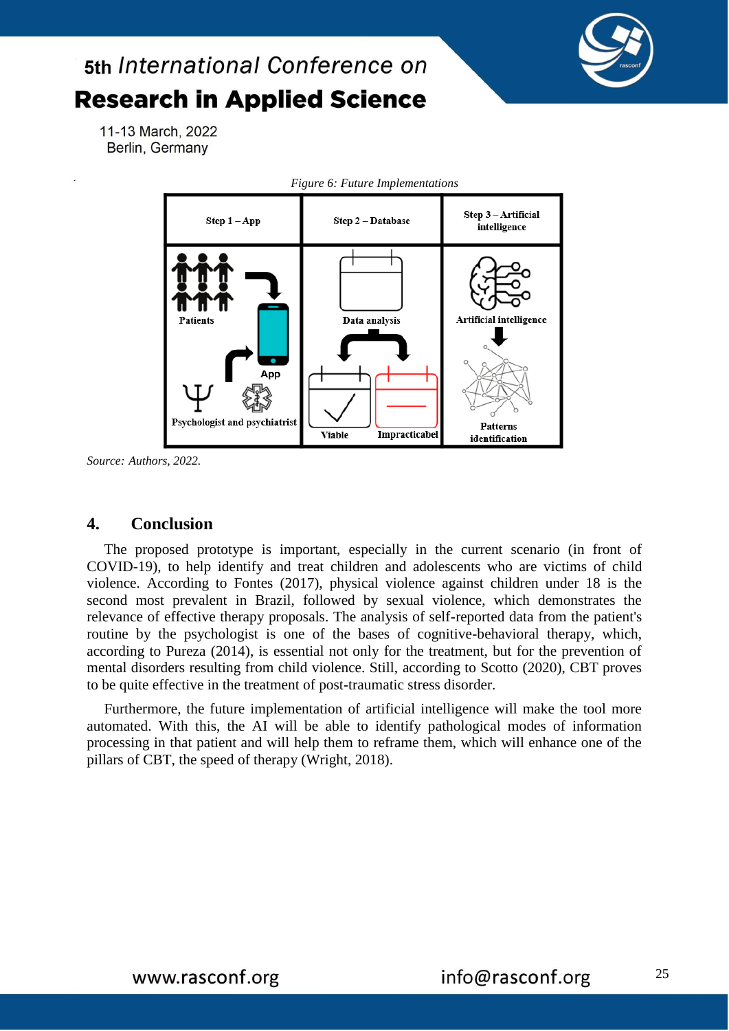*Figure 6: Future Implementations*

| Step 1 – App | Step 2 – Database | Step 3 – Artificial intelligence |
| --- | --- | --- |
| Patients → App ← Psychologist and psychiatrist | Data analysis → Viable / Impracticabel | Artificial intelligence → Patterns identification |

*Source: Authors, 2022.*

## 4. Conclusion

The proposed prototype is important, especially in the current scenario (in front of COVID-19), to help identify and treat children and adolescents who are victims of child violence. According to Fontes (2017), physical violence against children under 18 is the second most prevalent in Brazil, followed by sexual violence, which demonstrates the relevance of effective therapy proposals. The analysis of self-reported data from the patient's routine by the psychologist is one of the bases of cognitive-behavioral therapy, which, according to Pureza (2014), is essential not only for the treatment, but for the prevention of mental disorders resulting from child violence. Still, according to Scotto (2020), CBT proves to be quite effective in the treatment of post-traumatic stress disorder.

Furthermore, the future implementation of artificial intelligence will make the tool more automated. With this, the AI will be able to identify pathological modes of information processing in that patient and will help them to reframe them, which will enhance one of the pillars of CBT, the speed of therapy (Wright, 2018).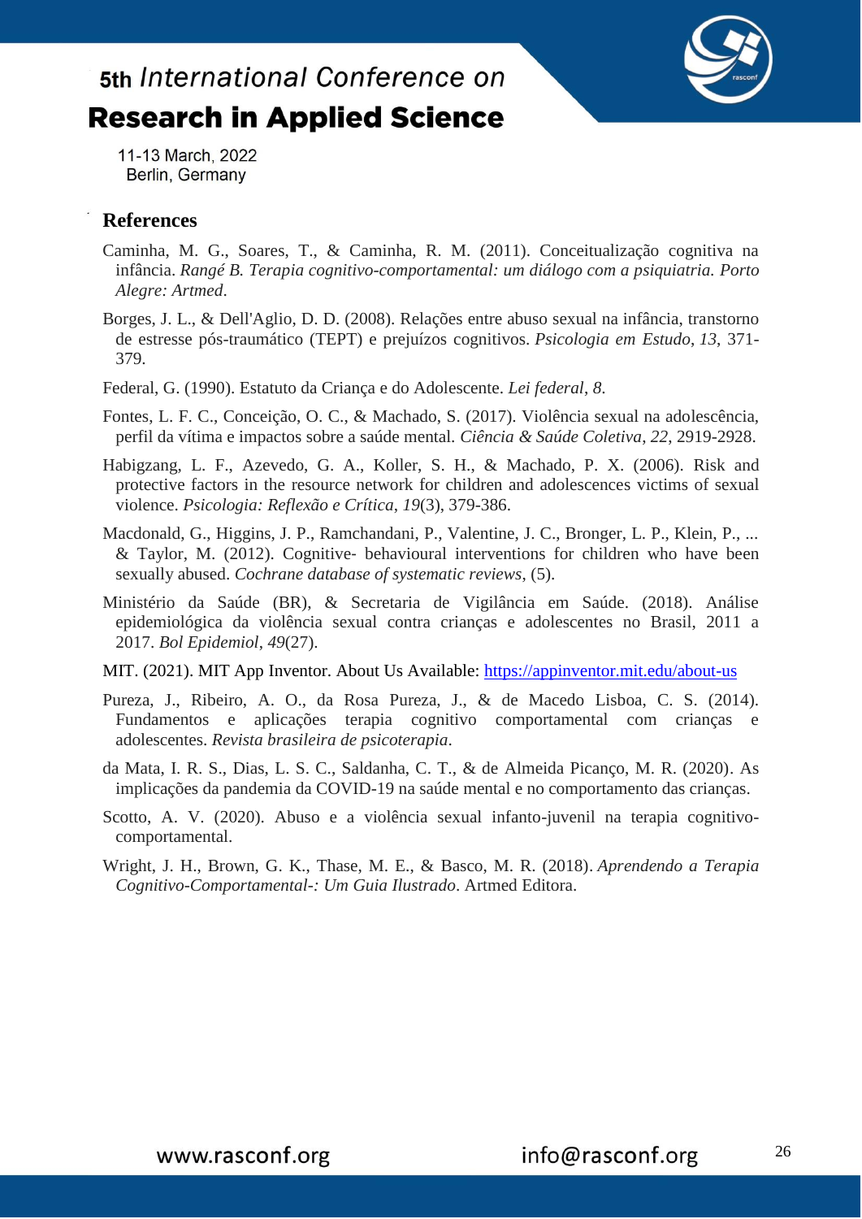## References

Caminha, M. G., Soares, T., & Caminha, R. M. (2011). Conceitualização cognitiva na infância. *Rangé B. Terapia cognitivo-comportamental: um diálogo com a psiquiatria. Porto Alegre: Artmed*.

Borges, J. L., & Dell'Aglio, D. D. (2008). Relações entre abuso sexual na infância, transtorno de estresse pós-traumático (TEPT) e prejuízos cognitivos. *Psicologia em Estudo*, *13*, 371-379.

Federal, G. (1990). Estatuto da Criança e do Adolescente. *Lei federal*, *8*.

Fontes, L. F. C., Conceição, O. C., & Machado, S. (2017). Violência sexual na adolescência, perfil da vítima e impactos sobre a saúde mental. *Ciência & Saúde Coletiva*, *22*, 2919-2928.

Habigzang, L. F., Azevedo, G. A., Koller, S. H., & Machado, P. X. (2006). Risk and protective factors in the resource network for children and adolescences victims of sexual violence. *Psicologia: Reflexão e Crítica*, *19*(3), 379-386.

Macdonald, G., Higgins, J. P., Ramchandani, P., Valentine, J. C., Bronger, L. P., Klein, P., ... & Taylor, M. (2012). Cognitive- behavioural interventions for children who have been sexually abused. *Cochrane database of systematic reviews*, (5).

Ministério da Saúde (BR), & Secretaria de Vigilância em Saúde. (2018). Análise epidemiológica da violência sexual contra crianças e adolescentes no Brasil, 2011 a 2017. *Bol Epidemiol*, *49*(27).

MIT. (2021). MIT App Inventor. About Us Available: https://appinventor.mit.edu/about-us

Pureza, J., Ribeiro, A. O., da Rosa Pureza, J., & de Macedo Lisboa, C. S. (2014). Fundamentos e aplicações terapia cognitivo comportamental com crianças e adolescentes. *Revista brasileira de psicoterapia*.

da Mata, I. R. S., Dias, L. S. C., Saldanha, C. T., & de Almeida Picanço, M. R. (2020). As implicações da pandemia da COVID-19 na saúde mental e no comportamento das crianças.

Scotto, A. V. (2020). Abuso e a violência sexual infanto-juvenil na terapia cognitivo-comportamental.

Wright, J. H., Brown, G. K., Thase, M. E., & Basco, M. R. (2018). *Aprendendo a Terapia Cognitivo-Comportamental-: Um Guia Ilustrado*. Artmed Editora.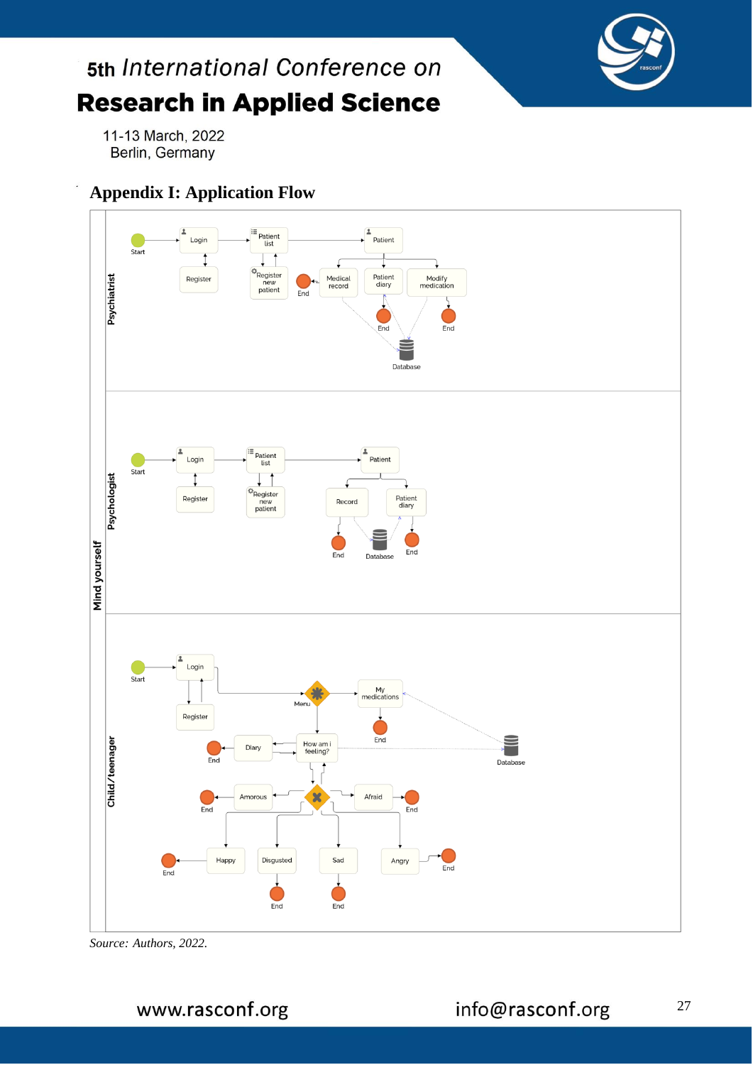## Appendix I: Application Flow

Mind yourself

Psychiatrist

Start

Login

Register

Patient list

Register new patient

End

Patient

Medical record

Patient diary

Modify medication

End

End

Database

Psychologist

Start

Login

Register

Patient list

Register new patient

Patient

Record

Patient diary

End

Database

End

Child/teenager

Start

Login

Register

Menu

My medications

End

Database

End

Diary

How am i feeling?

End

Amorous

Afraid

End

End

Happy

Disgusted

Sad

Angry

End

End

End

End

*Source: Authors, 2022.*